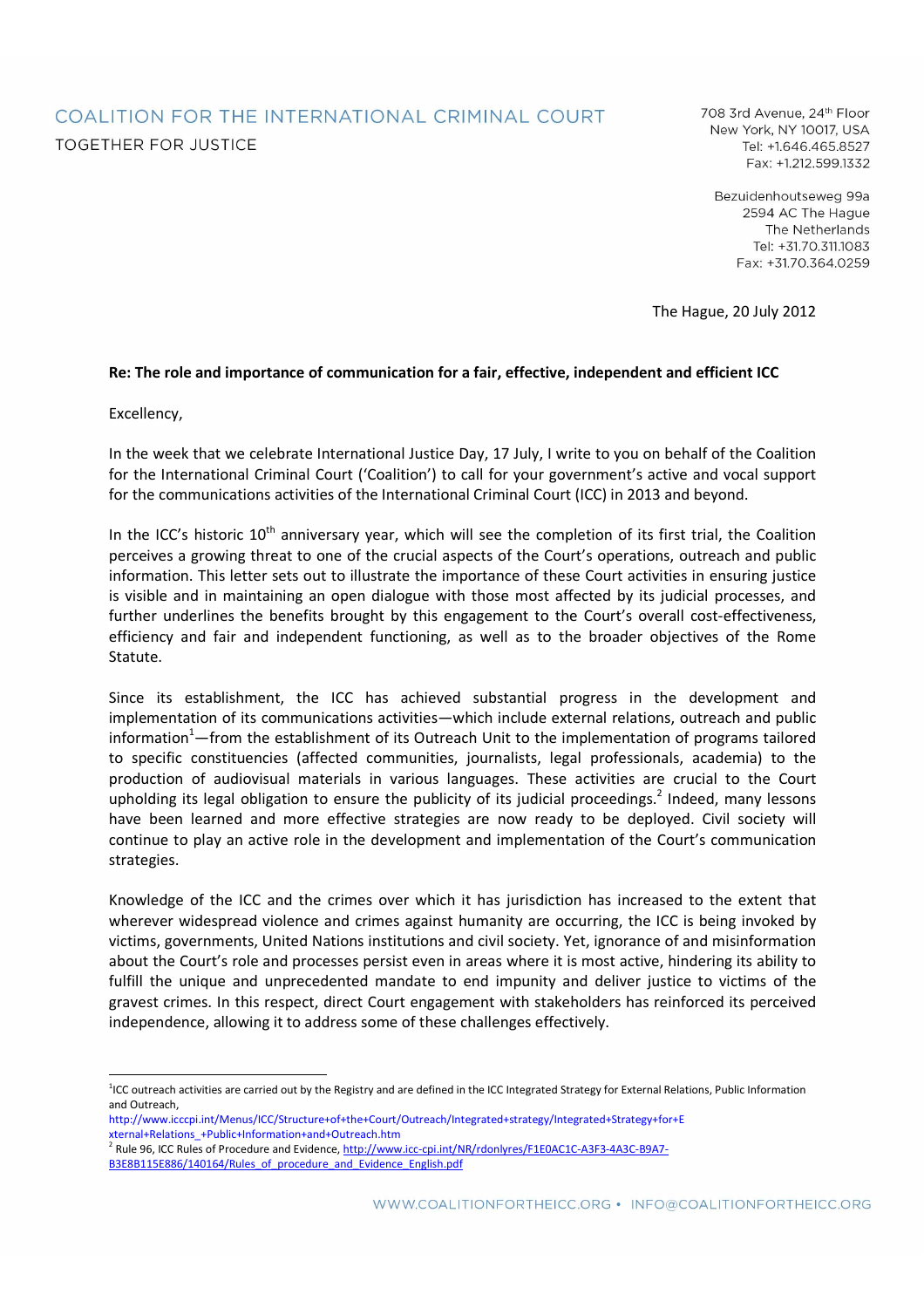COALITION FOR THE INTERNATIONAL CRIMINAL COURT
TOGETHER FOR JUSTICE

708 3rd Avenue, 24th Floor
New York, NY 10017, USA
Tel: +1.646.465.8527
Fax: +1.212.599.1332

Bezuidenhoutseweg 99a
2594 AC The Hague
The Netherlands
Tel: +31.70.311.1083
Fax: +31.70.364.0259

The Hague, 20 July 2012

**Re: The role and importance of communication for a fair, effective, independent and efficient ICC**

Excellency,

In the week that we celebrate International Justice Day, 17 July, I write to you on behalf of the Coalition for the International Criminal Court ('Coalition') to call for your government's active and vocal support for the communications activities of the International Criminal Court (ICC) in 2013 and beyond.

In the ICC's historic 10th anniversary year, which will see the completion of its first trial, the Coalition perceives a growing threat to one of the crucial aspects of the Court's operations, outreach and public information. This letter sets out to illustrate the importance of these Court activities in ensuring justice is visible and in maintaining an open dialogue with those most affected by its judicial processes, and further underlines the benefits brought by this engagement to the Court's overall cost-effectiveness, efficiency and fair and independent functioning, as well as to the broader objectives of the Rome Statute.

Since its establishment, the ICC has achieved substantial progress in the development and implementation of its communications activities—which include external relations, outreach and public information[1]—from the establishment of its Outreach Unit to the implementation of programs tailored to specific constituencies (affected communities, journalists, legal professionals, academia) to the production of audiovisual materials in various languages. These activities are crucial to the Court upholding its legal obligation to ensure the publicity of its judicial proceedings.[2] Indeed, many lessons have been learned and more effective strategies are now ready to be deployed. Civil society will continue to play an active role in the development and implementation of the Court's communication strategies.

Knowledge of the ICC and the crimes over which it has jurisdiction has increased to the extent that wherever widespread violence and crimes against humanity are occurring, the ICC is being invoked by victims, governments, United Nations institutions and civil society. Yet, ignorance of and misinformation about the Court's role and processes persist even in areas where it is most active, hindering its ability to fulfill the unique and unprecedented mandate to end impunity and deliver justice to victims of the gravest crimes. In this respect, direct Court engagement with stakeholders has reinforced its perceived independence, allowing it to address some of these challenges effectively.

---

[1] ICC outreach activities are carried out by the Registry and are defined in the ICC Integrated Strategy for External Relations, Public Information and Outreach, http://www.icccpi.int/Menus/ICC/Structure+of+the+Court/Outreach/Integrated+strategy/Integrated+Strategy+for+External+Relations_+Public+Information+and+Outreach.htm

[2] Rule 96, ICC Rules of Procedure and Evidence, http://www.icc-cpi.int/NR/rdonlyres/F1E0AC1C-A3F3-4A3C-B9A7-B3E8B115E886/140164/Rules_of_procedure_and_Evidence_English.pdf

WWW.COALITIONFORTHEICC.ORG • INFO@COALITIONFORTHEICC.ORG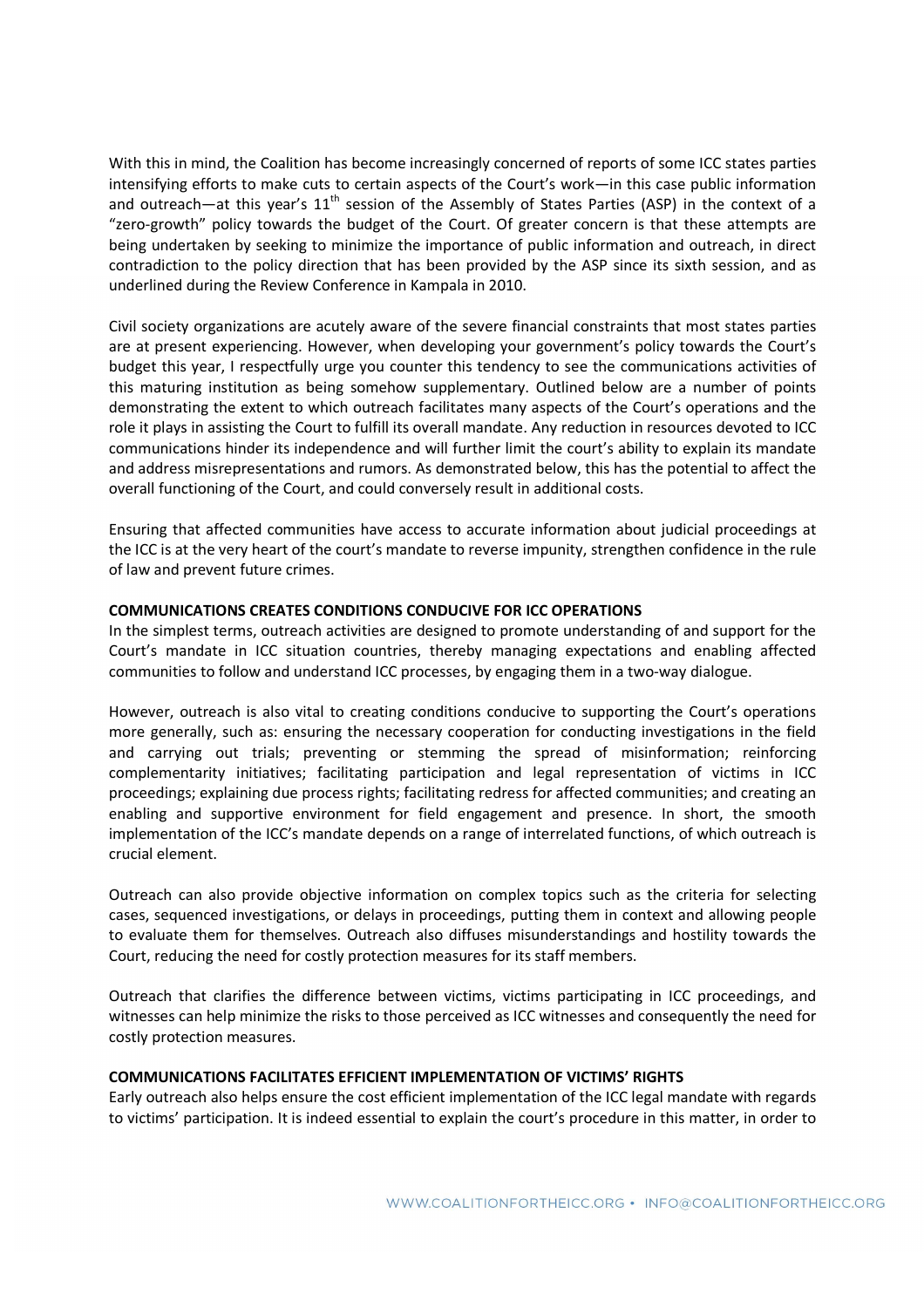With this in mind, the Coalition has become increasingly concerned of reports of some ICC states parties intensifying efforts to make cuts to certain aspects of the Court's work—in this case public information and outreach—at this year's 11th session of the Assembly of States Parties (ASP) in the context of a "zero-growth" policy towards the budget of the Court. Of greater concern is that these attempts are being undertaken by seeking to minimize the importance of public information and outreach, in direct contradiction to the policy direction that has been provided by the ASP since its sixth session, and as underlined during the Review Conference in Kampala in 2010.

Civil society organizations are acutely aware of the severe financial constraints that most states parties are at present experiencing. However, when developing your government's policy towards the Court's budget this year, I respectfully urge you counter this tendency to see the communications activities of this maturing institution as being somehow supplementary. Outlined below are a number of points demonstrating the extent to which outreach facilitates many aspects of the Court's operations and the role it plays in assisting the Court to fulfill its overall mandate. Any reduction in resources devoted to ICC communications hinder its independence and will further limit the court's ability to explain its mandate and address misrepresentations and rumors. As demonstrated below, this has the potential to affect the overall functioning of the Court, and could conversely result in additional costs.

Ensuring that affected communities have access to accurate information about judicial proceedings at the ICC is at the very heart of the court's mandate to reverse impunity, strengthen confidence in the rule of law and prevent future crimes.

**COMMUNICATIONS CREATES CONDITIONS CONDUCIVE FOR ICC OPERATIONS**

In the simplest terms, outreach activities are designed to promote understanding of and support for the Court's mandate in ICC situation countries, thereby managing expectations and enabling affected communities to follow and understand ICC processes, by engaging them in a two-way dialogue.

However, outreach is also vital to creating conditions conducive to supporting the Court's operations more generally, such as: ensuring the necessary cooperation for conducting investigations in the field and carrying out trials; preventing or stemming the spread of misinformation; reinforcing complementarity initiatives; facilitating participation and legal representation of victims in ICC proceedings; explaining due process rights; facilitating redress for affected communities; and creating an enabling and supportive environment for field engagement and presence. In short, the smooth implementation of the ICC's mandate depends on a range of interrelated functions, of which outreach is crucial element.

Outreach can also provide objective information on complex topics such as the criteria for selecting cases, sequenced investigations, or delays in proceedings, putting them in context and allowing people to evaluate them for themselves. Outreach also diffuses misunderstandings and hostility towards the Court, reducing the need for costly protection measures for its staff members.

Outreach that clarifies the difference between victims, victims participating in ICC proceedings, and witnesses can help minimize the risks to those perceived as ICC witnesses and consequently the need for costly protection measures.

**COMMUNICATIONS FACILITATES EFFICIENT IMPLEMENTATION OF VICTIMS' RIGHTS**

Early outreach also helps ensure the cost efficient implementation of the ICC legal mandate with regards to victims' participation. It is indeed essential to explain the court's procedure in this matter, in order to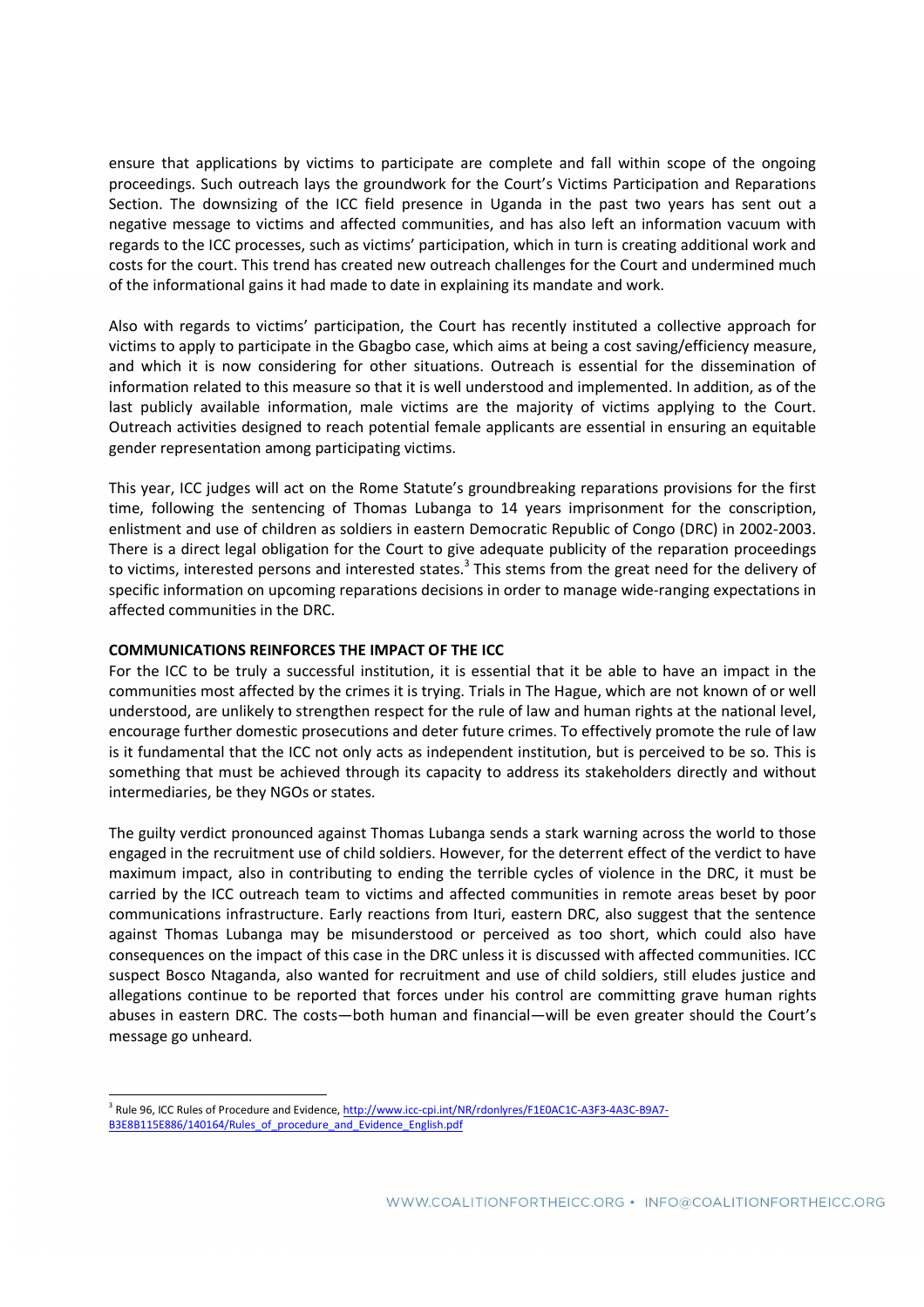ensure that applications by victims to participate are complete and fall within scope of the ongoing proceedings. Such outreach lays the groundwork for the Court's Victims Participation and Reparations Section. The downsizing of the ICC field presence in Uganda in the past two years has sent out a negative message to victims and affected communities, and has also left an information vacuum with regards to the ICC processes, such as victims' participation, which in turn is creating additional work and costs for the court. This trend has created new outreach challenges for the Court and undermined much of the informational gains it had made to date in explaining its mandate and work.

Also with regards to victims' participation, the Court has recently instituted a collective approach for victims to apply to participate in the Gbagbo case, which aims at being a cost saving/efficiency measure, and which it is now considering for other situations. Outreach is essential for the dissemination of information related to this measure so that it is well understood and implemented. In addition, as of the last publicly available information, male victims are the majority of victims applying to the Court. Outreach activities designed to reach potential female applicants are essential in ensuring an equitable gender representation among participating victims.

This year, ICC judges will act on the Rome Statute's groundbreaking reparations provisions for the first time, following the sentencing of Thomas Lubanga to 14 years imprisonment for the conscription, enlistment and use of children as soldiers in eastern Democratic Republic of Congo (DRC) in 2002-2003. There is a direct legal obligation for the Court to give adequate publicity of the reparation proceedings to victims, interested persons and interested states.[3] This stems from the great need for the delivery of specific information on upcoming reparations decisions in order to manage wide-ranging expectations in affected communities in the DRC.

**COMMUNICATIONS REINFORCES THE IMPACT OF THE ICC**

For the ICC to be truly a successful institution, it is essential that it be able to have an impact in the communities most affected by the crimes it is trying. Trials in The Hague, which are not known of or well understood, are unlikely to strengthen respect for the rule of law and human rights at the national level, encourage further domestic prosecutions and deter future crimes. To effectively promote the rule of law is it fundamental that the ICC not only acts as independent institution, but is perceived to be so. This is something that must be achieved through its capacity to address its stakeholders directly and without intermediaries, be they NGOs or states.

The guilty verdict pronounced against Thomas Lubanga sends a stark warning across the world to those engaged in the recruitment use of child soldiers. However, for the deterrent effect of the verdict to have maximum impact, also in contributing to ending the terrible cycles of violence in the DRC, it must be carried by the ICC outreach team to victims and affected communities in remote areas beset by poor communications infrastructure. Early reactions from Ituri, eastern DRC, also suggest that the sentence against Thomas Lubanga may be misunderstood or perceived as too short, which could also have consequences on the impact of this case in the DRC unless it is discussed with affected communities. ICC suspect Bosco Ntaganda, also wanted for recruitment and use of child soldiers, still eludes justice and allegations continue to be reported that forces under his control are committing grave human rights abuses in eastern DRC. The costs—both human and financial—will be even greater should the Court's message go unheard.

[3] Rule 96, ICC Rules of Procedure and Evidence, http://www.icc-cpi.int/NR/rdonlyres/F1E0AC1C-A3F3-4A3C-B9A7-B3E8B115E886/140164/Rules_of_procedure_and_Evidence_English.pdf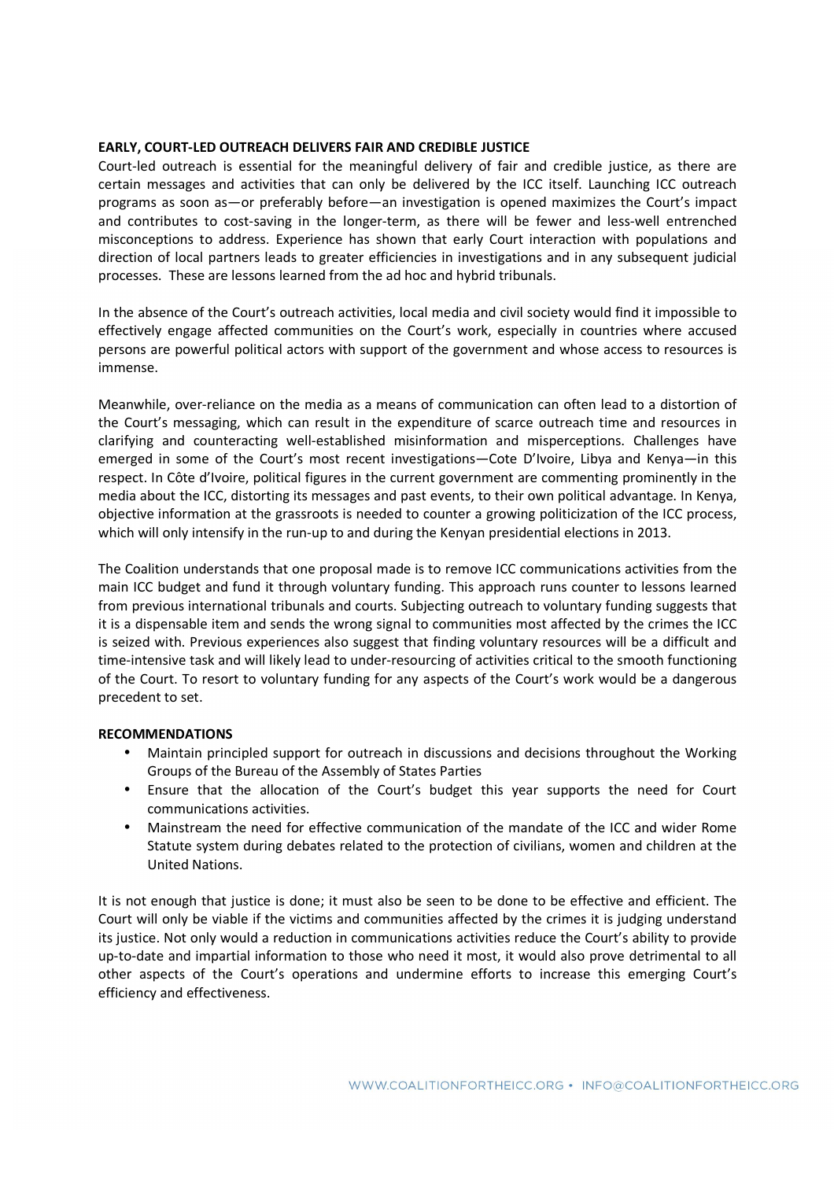**EARLY, COURT-LED OUTREACH DELIVERS FAIR AND CREDIBLE JUSTICE**

Court-led outreach is essential for the meaningful delivery of fair and credible justice, as there are certain messages and activities that can only be delivered by the ICC itself. Launching ICC outreach programs as soon as—or preferably before—an investigation is opened maximizes the Court's impact and contributes to cost-saving in the longer-term, as there will be fewer and less-well entrenched misconceptions to address. Experience has shown that early Court interaction with populations and direction of local partners leads to greater efficiencies in investigations and in any subsequent judicial processes. These are lessons learned from the ad hoc and hybrid tribunals.

In the absence of the Court's outreach activities, local media and civil society would find it impossible to effectively engage affected communities on the Court's work, especially in countries where accused persons are powerful political actors with support of the government and whose access to resources is immense.

Meanwhile, over-reliance on the media as a means of communication can often lead to a distortion of the Court's messaging, which can result in the expenditure of scarce outreach time and resources in clarifying and counteracting well-established misinformation and misperceptions. Challenges have emerged in some of the Court's most recent investigations—Cote D'Ivoire, Libya and Kenya—in this respect. In Côte d'Ivoire, political figures in the current government are commenting prominently in the media about the ICC, distorting its messages and past events, to their own political advantage. In Kenya, objective information at the grassroots is needed to counter a growing politicization of the ICC process, which will only intensify in the run-up to and during the Kenyan presidential elections in 2013.

The Coalition understands that one proposal made is to remove ICC communications activities from the main ICC budget and fund it through voluntary funding. This approach runs counter to lessons learned from previous international tribunals and courts. Subjecting outreach to voluntary funding suggests that it is a dispensable item and sends the wrong signal to communities most affected by the crimes the ICC is seized with. Previous experiences also suggest that finding voluntary resources will be a difficult and time-intensive task and will likely lead to under-resourcing of activities critical to the smooth functioning of the Court. To resort to voluntary funding for any aspects of the Court's work would be a dangerous precedent to set.

**RECOMMENDATIONS**

- Maintain principled support for outreach in discussions and decisions throughout the Working Groups of the Bureau of the Assembly of States Parties
- Ensure that the allocation of the Court's budget this year supports the need for Court communications activities.
- Mainstream the need for effective communication of the mandate of the ICC and wider Rome Statute system during debates related to the protection of civilians, women and children at the United Nations.

It is not enough that justice is done; it must also be seen to be done to be effective and efficient. The Court will only be viable if the victims and communities affected by the crimes it is judging understand its justice. Not only would a reduction in communications activities reduce the Court's ability to provide up-to-date and impartial information to those who need it most, it would also prove detrimental to all other aspects of the Court's operations and undermine efforts to increase this emerging Court's efficiency and effectiveness.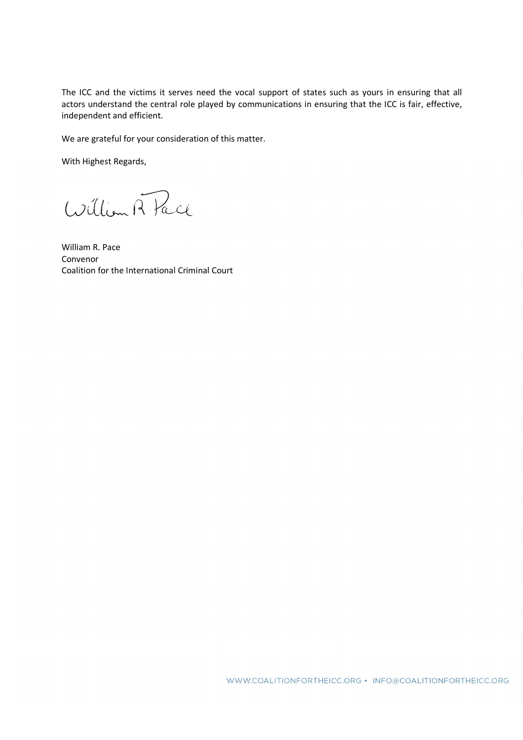The ICC and the victims it serves need the vocal support of states such as yours in ensuring that all actors understand the central role played by communications in ensuring that the ICC is fair, effective, independent and efficient.

We are grateful for your consideration of this matter.

With Highest Regards,

William R. Pace
Convenor
Coalition for the International Criminal Court

WWW.COALITIONFORTHEICC.ORG • INFO@COALITIONFORTHEICC.ORG